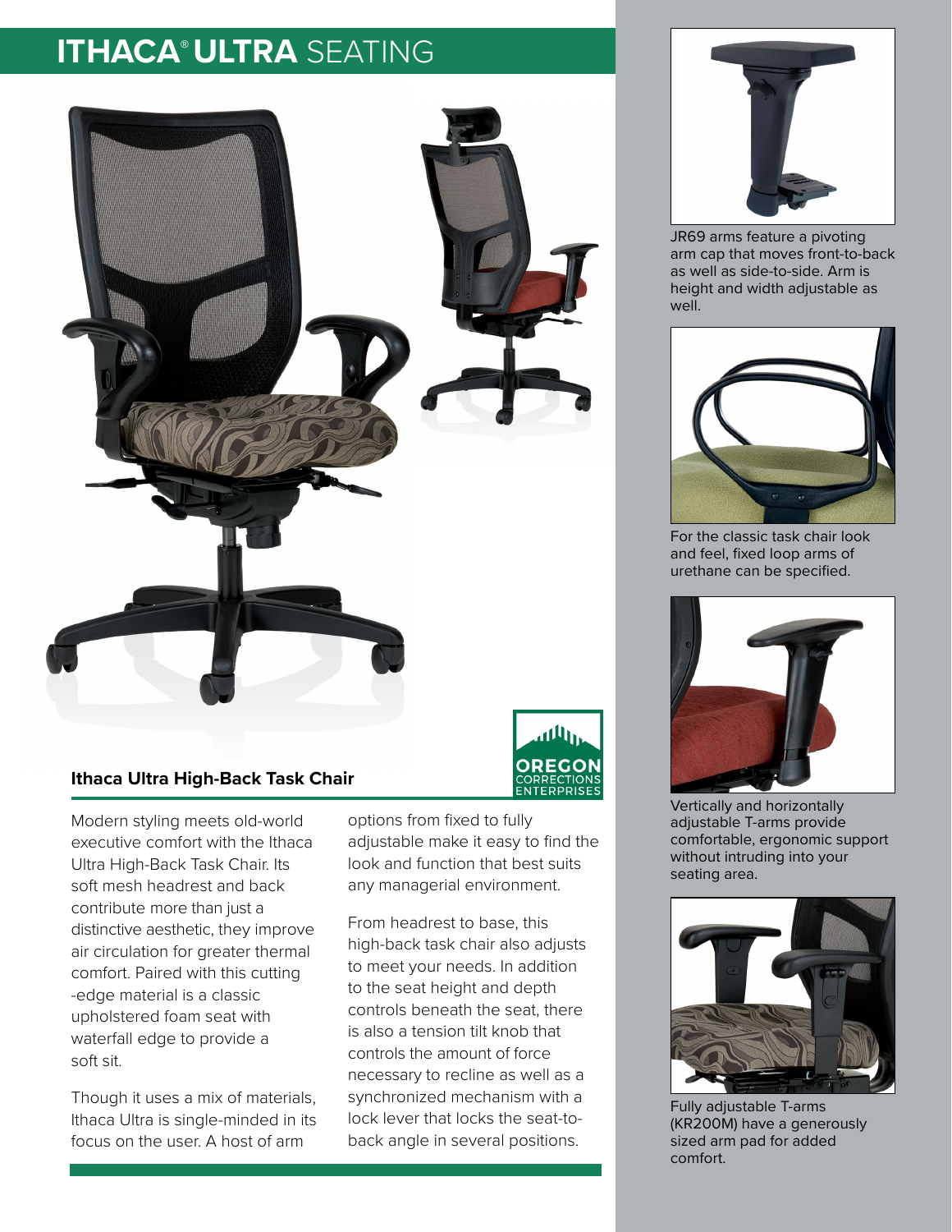# ITHACA® ULTRA SEATING

## Ithaca Ultra High-Back Task Chair

Modern styling meets old-world executive comfort with the Ithaca Ultra High-Back Task Chair. Its soft mesh headrest and back contribute more than just a distinctive aesthetic, they improve air circulation for greater thermal comfort. Paired with this cutting -edge material is a classic upholstered foam seat with waterfall edge to provide a soft sit.

Though it uses a mix of materials, Ithaca Ultra is single-minded in its focus on the user. A host of arm options from fixed to fully adjustable make it easy to find the look and function that best suits any managerial environment.

From headrest to base, this high-back task chair also adjusts to meet your needs. In addition to the seat height and depth controls beneath the seat, there is also a tension tilt knob that controls the amount of force necessary to recline as well as a synchronized mechanism with a lock lever that locks the seat-to-back angle in several positions.

OREGON CORRECTIONS ENTERPRISES

JR69 arms feature a pivoting arm cap that moves front-to-back as well as side-to-side. Arm is height and width adjustable as well.

For the classic task chair look and feel, fixed loop arms of urethane can be specified.

Vertically and horizontally adjustable T-arms provide comfortable, ergonomic support without intruding into your seating area.

Fully adjustable T-arms (KR200M) have a generously sized arm pad for added comfort.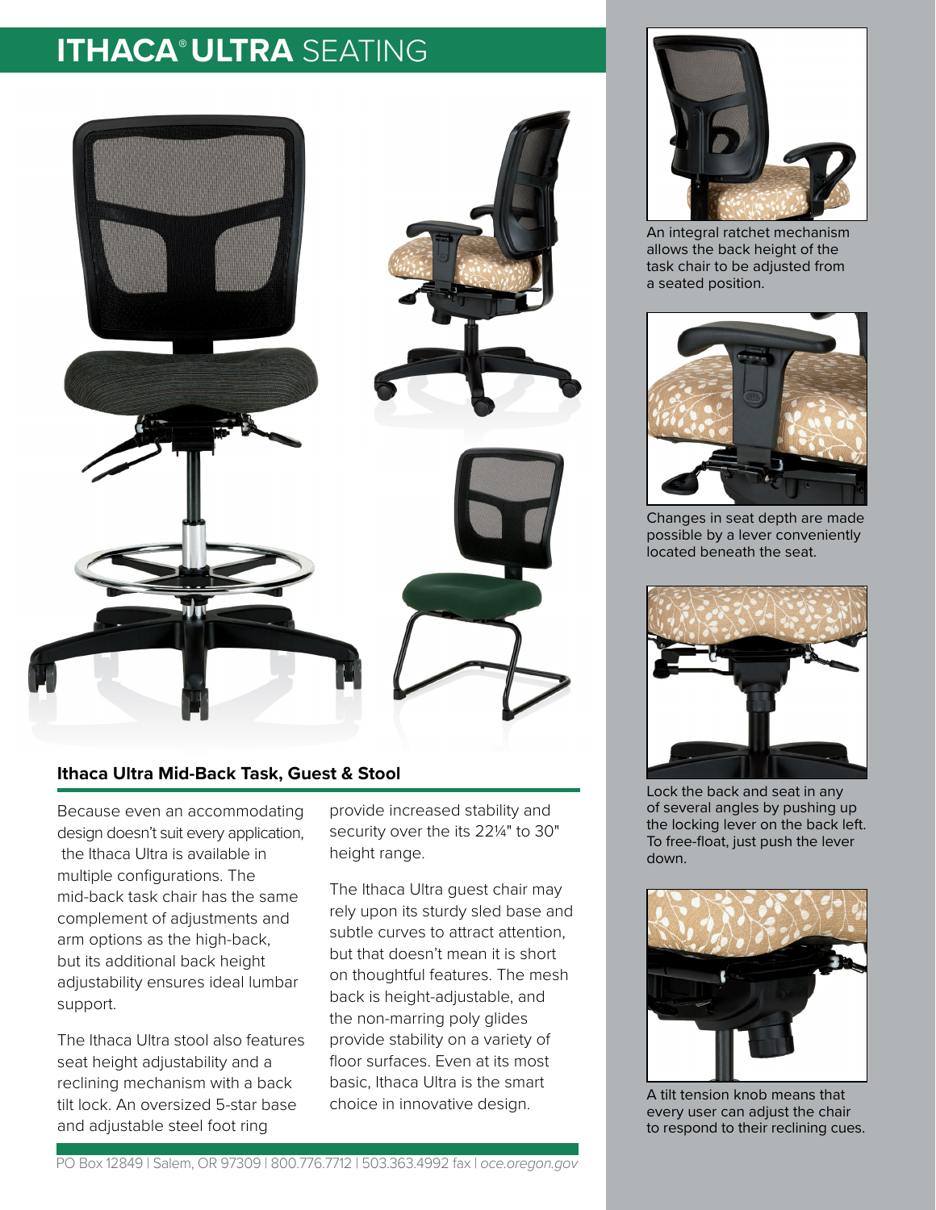# ITHACA® ULTRA SEATING

## Ithaca Ultra Mid-Back Task, Guest & Stool

Because even an accommodating design doesn't suit every application, the Ithaca Ultra is available in multiple configurations. The mid-back task chair has the same complement of adjustments and arm options as the high-back, but its additional back height adjustability ensures ideal lumbar support.

The Ithaca Ultra stool also features seat height adjustability and a reclining mechanism with a back tilt lock. An oversized 5-star base and adjustable steel foot ring provide increased stability and security over the its 22¼" to 30" height range.

The Ithaca Ultra guest chair may rely upon its sturdy sled base and subtle curves to attract attention, but that doesn't mean it is short on thoughtful features. The mesh back is height-adjustable, and the non-marring poly glides provide stability on a variety of floor surfaces. Even at its most basic, Ithaca Ultra is the smart choice in innovative design.

An integral ratchet mechanism allows the back height of the task chair to be adjusted from a seated position.

Changes in seat depth are made possible by a lever conveniently located beneath the seat.

Lock the back and seat in any of several angles by pushing up the locking lever on the back left. To free-float, just push the lever down.

A tilt tension knob means that every user can adjust the chair to respond to their reclining cues.

PO Box 12849 | Salem, OR 97309 | 800.776.7712 | 503.363.4992 fax | *oce.oregon.gov*